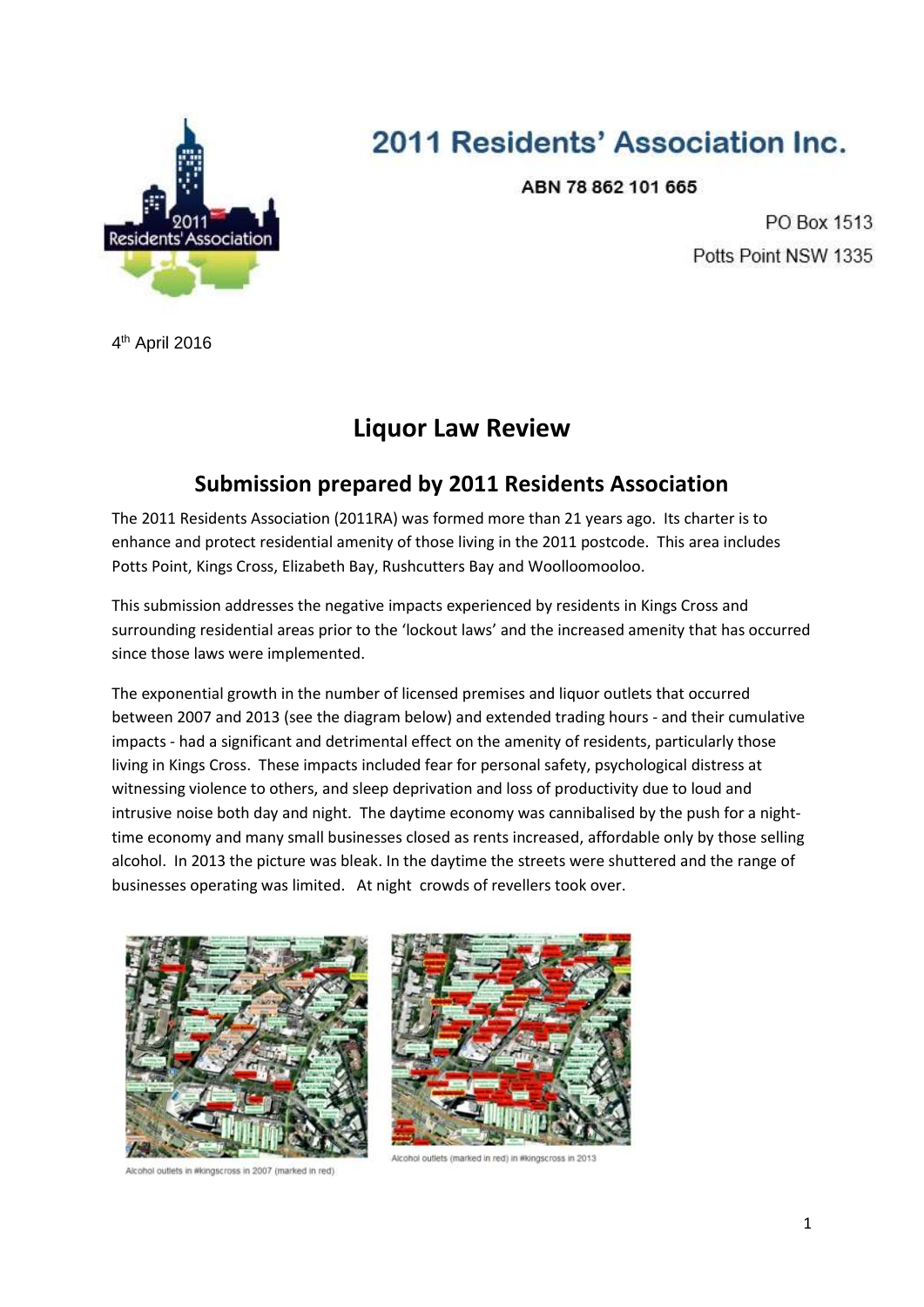2011 Residents' Association Inc.

ABN 78 862 101 665

PO Box 1513
Potts Point NSW 1335

4th April 2016

# Liquor Law Review

## Submission prepared by 2011 Residents Association

The 2011 Residents Association (2011RA) was formed more than 21 years ago. Its charter is to enhance and protect residential amenity of those living in the 2011 postcode. This area includes Potts Point, Kings Cross, Elizabeth Bay, Rushcutters Bay and Woolloomooloo.

This submission addresses the negative impacts experienced by residents in Kings Cross and surrounding residential areas prior to the 'lockout laws' and the increased amenity that has occurred since those laws were implemented.

The exponential growth in the number of licensed premises and liquor outlets that occurred between 2007 and 2013 (see the diagram below) and extended trading hours - and their cumulative impacts - had a significant and detrimental effect on the amenity of residents, particularly those living in Kings Cross. These impacts included fear for personal safety, psychological distress at witnessing violence to others, and sleep deprivation and loss of productivity due to loud and intrusive noise both day and night. The daytime economy was cannibalised by the push for a night-time economy and many small businesses closed as rents increased, affordable only by those selling alcohol. In 2013 the picture was bleak. In the daytime the streets were shuttered and the range of businesses operating was limited. At night crowds of revellers took over.

Alcohol outlets in #kingscross in 2007 (marked in red)

Alcohol outlets (marked in red) in #kingscross in 2013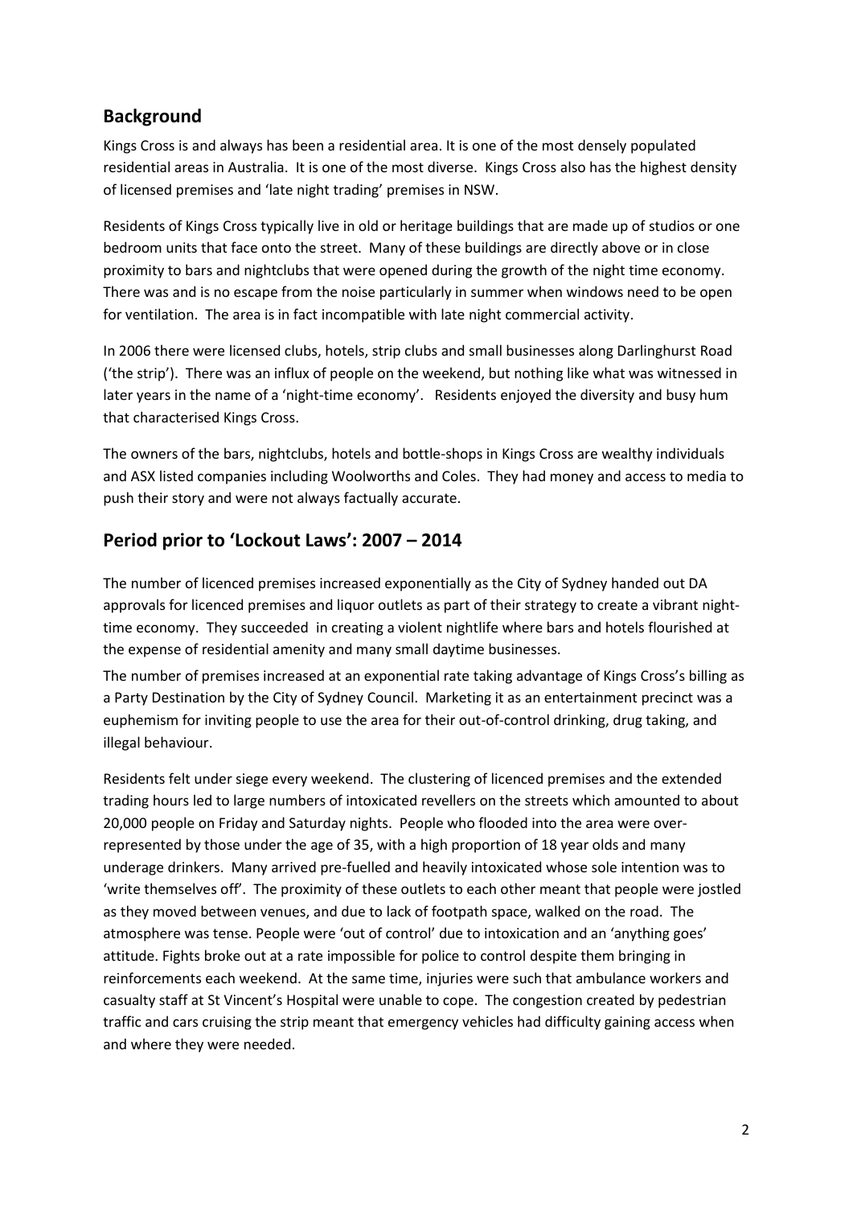## Background

Kings Cross is and always has been a residential area. It is one of the most densely populated residential areas in Australia. It is one of the most diverse. Kings Cross also has the highest density of licensed premises and 'late night trading' premises in NSW.

Residents of Kings Cross typically live in old or heritage buildings that are made up of studios or one bedroom units that face onto the street. Many of these buildings are directly above or in close proximity to bars and nightclubs that were opened during the growth of the night time economy. There was and is no escape from the noise particularly in summer when windows need to be open for ventilation. The area is in fact incompatible with late night commercial activity.

In 2006 there were licensed clubs, hotels, strip clubs and small businesses along Darlinghurst Road ('the strip'). There was an influx of people on the weekend, but nothing like what was witnessed in later years in the name of a 'night-time economy'. Residents enjoyed the diversity and busy hum that characterised Kings Cross.

The owners of the bars, nightclubs, hotels and bottle-shops in Kings Cross are wealthy individuals and ASX listed companies including Woolworths and Coles. They had money and access to media to push their story and were not always factually accurate.

## Period prior to 'Lockout Laws': 2007 – 2014

The number of licenced premises increased exponentially as the City of Sydney handed out DA approvals for licenced premises and liquor outlets as part of their strategy to create a vibrant night-time economy. They succeeded in creating a violent nightlife where bars and hotels flourished at the expense of residential amenity and many small daytime businesses.

The number of premises increased at an exponential rate taking advantage of Kings Cross's billing as a Party Destination by the City of Sydney Council. Marketing it as an entertainment precinct was a euphemism for inviting people to use the area for their out-of-control drinking, drug taking, and illegal behaviour.

Residents felt under siege every weekend. The clustering of licenced premises and the extended trading hours led to large numbers of intoxicated revellers on the streets which amounted to about 20,000 people on Friday and Saturday nights. People who flooded into the area were over-represented by those under the age of 35, with a high proportion of 18 year olds and many underage drinkers. Many arrived pre-fuelled and heavily intoxicated whose sole intention was to 'write themselves off'. The proximity of these outlets to each other meant that people were jostled as they moved between venues, and due to lack of footpath space, walked on the road. The atmosphere was tense. People were 'out of control' due to intoxication and an 'anything goes' attitude. Fights broke out at a rate impossible for police to control despite them bringing in reinforcements each weekend. At the same time, injuries were such that ambulance workers and casualty staff at St Vincent's Hospital were unable to cope. The congestion created by pedestrian traffic and cars cruising the strip meant that emergency vehicles had difficulty gaining access when and where they were needed.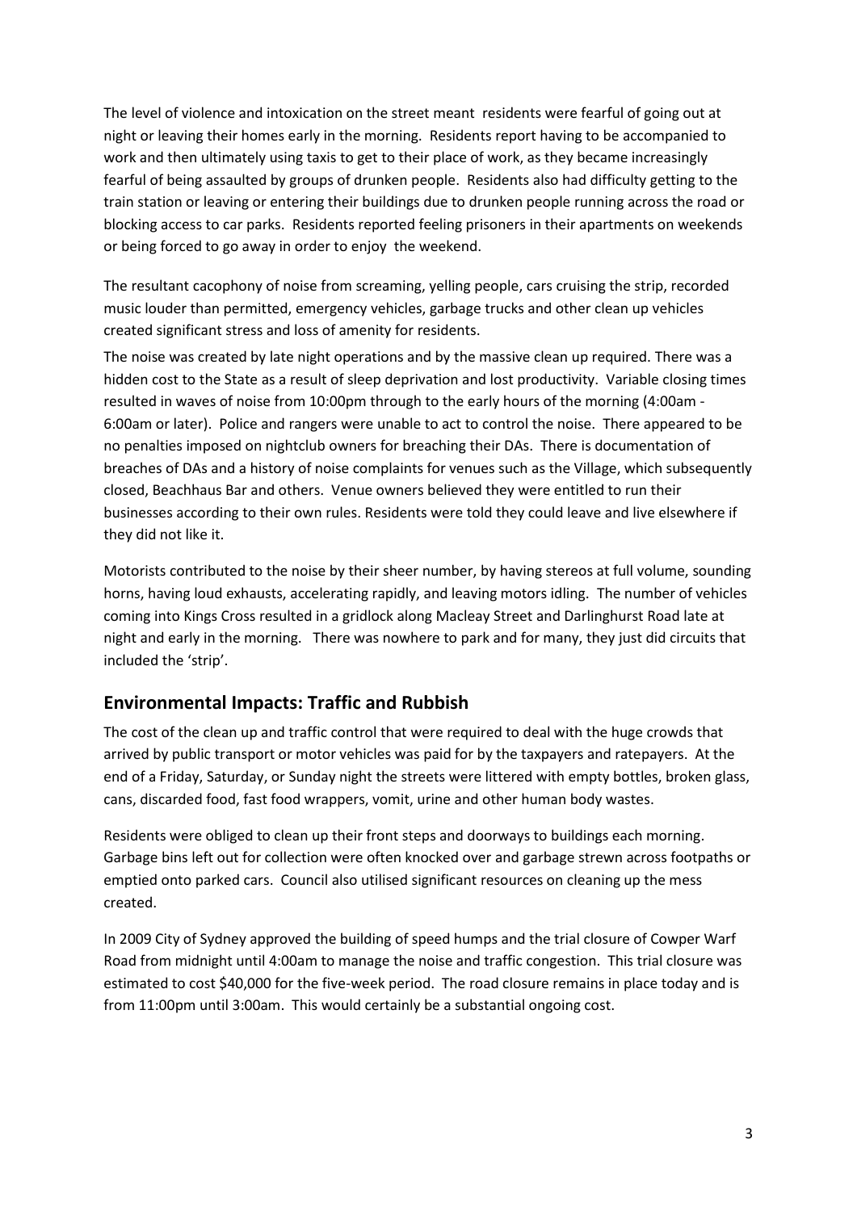The level of violence and intoxication on the street meant residents were fearful of going out at night or leaving their homes early in the morning. Residents report having to be accompanied to work and then ultimately using taxis to get to their place of work, as they became increasingly fearful of being assaulted by groups of drunken people. Residents also had difficulty getting to the train station or leaving or entering their buildings due to drunken people running across the road or blocking access to car parks. Residents reported feeling prisoners in their apartments on weekends or being forced to go away in order to enjoy the weekend.

The resultant cacophony of noise from screaming, yelling people, cars cruising the strip, recorded music louder than permitted, emergency vehicles, garbage trucks and other clean up vehicles created significant stress and loss of amenity for residents.

The noise was created by late night operations and by the massive clean up required. There was a hidden cost to the State as a result of sleep deprivation and lost productivity. Variable closing times resulted in waves of noise from 10:00pm through to the early hours of the morning (4:00am - 6:00am or later). Police and rangers were unable to act to control the noise. There appeared to be no penalties imposed on nightclub owners for breaching their DAs. There is documentation of breaches of DAs and a history of noise complaints for venues such as the Village, which subsequently closed, Beachhaus Bar and others. Venue owners believed they were entitled to run their businesses according to their own rules. Residents were told they could leave and live elsewhere if they did not like it.

Motorists contributed to the noise by their sheer number, by having stereos at full volume, sounding horns, having loud exhausts, accelerating rapidly, and leaving motors idling. The number of vehicles coming into Kings Cross resulted in a gridlock along Macleay Street and Darlinghurst Road late at night and early in the morning. There was nowhere to park and for many, they just did circuits that included the 'strip'.

## Environmental Impacts: Traffic and Rubbish

The cost of the clean up and traffic control that were required to deal with the huge crowds that arrived by public transport or motor vehicles was paid for by the taxpayers and ratepayers. At the end of a Friday, Saturday, or Sunday night the streets were littered with empty bottles, broken glass, cans, discarded food, fast food wrappers, vomit, urine and other human body wastes.

Residents were obliged to clean up their front steps and doorways to buildings each morning. Garbage bins left out for collection were often knocked over and garbage strewn across footpaths or emptied onto parked cars. Council also utilised significant resources on cleaning up the mess created.

In 2009 City of Sydney approved the building of speed humps and the trial closure of Cowper Warf Road from midnight until 4:00am to manage the noise and traffic congestion. This trial closure was estimated to cost $40,000 for the five-week period. The road closure remains in place today and is from 11:00pm until 3:00am. This would certainly be a substantial ongoing cost.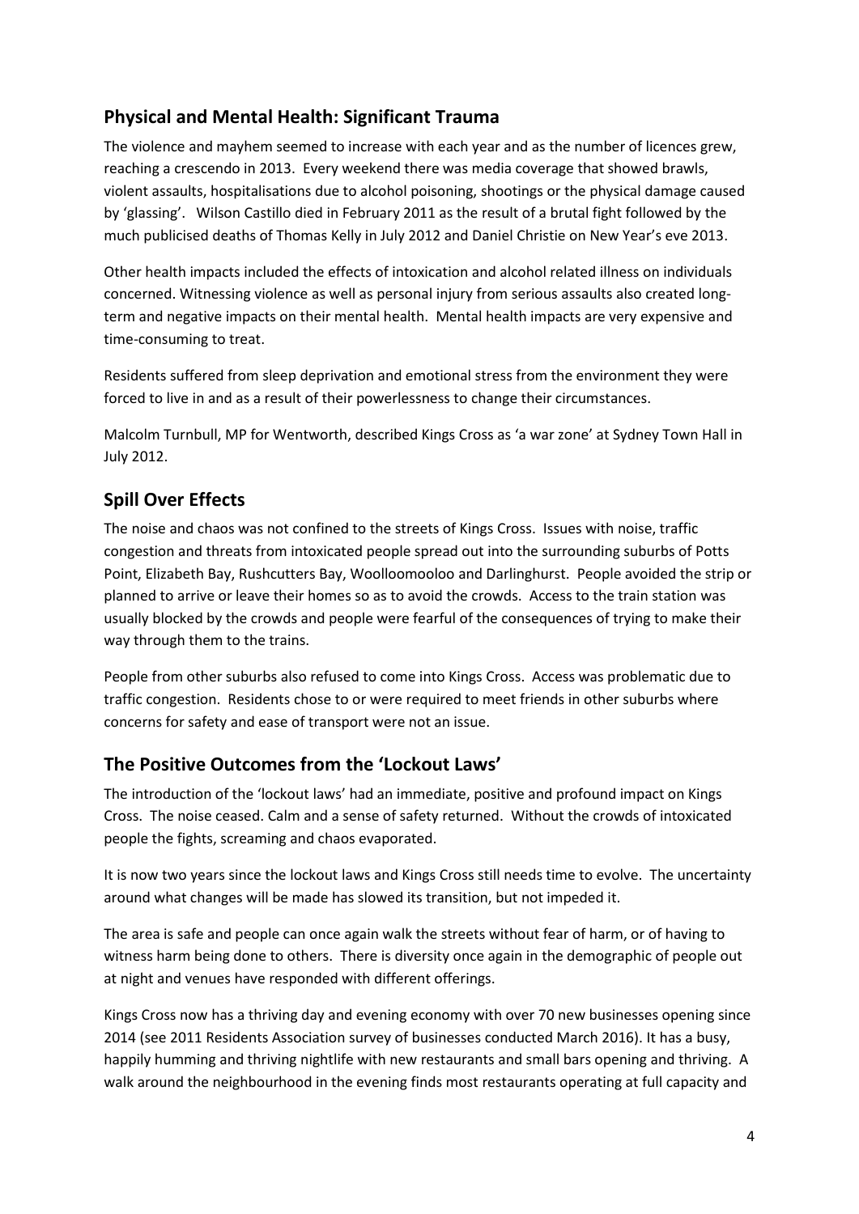## Physical and Mental Health: Significant Trauma

The violence and mayhem seemed to increase with each year and as the number of licences grew, reaching a crescendo in 2013. Every weekend there was media coverage that showed brawls, violent assaults, hospitalisations due to alcohol poisoning, shootings or the physical damage caused by 'glassing'. Wilson Castillo died in February 2011 as the result of a brutal fight followed by the much publicised deaths of Thomas Kelly in July 2012 and Daniel Christie on New Year's eve 2013.

Other health impacts included the effects of intoxication and alcohol related illness on individuals concerned. Witnessing violence as well as personal injury from serious assaults also created long-term and negative impacts on their mental health. Mental health impacts are very expensive and time-consuming to treat.

Residents suffered from sleep deprivation and emotional stress from the environment they were forced to live in and as a result of their powerlessness to change their circumstances.

Malcolm Turnbull, MP for Wentworth, described Kings Cross as 'a war zone' at Sydney Town Hall in July 2012.

## Spill Over Effects

The noise and chaos was not confined to the streets of Kings Cross. Issues with noise, traffic congestion and threats from intoxicated people spread out into the surrounding suburbs of Potts Point, Elizabeth Bay, Rushcutters Bay, Woolloomooloo and Darlinghurst. People avoided the strip or planned to arrive or leave their homes so as to avoid the crowds. Access to the train station was usually blocked by the crowds and people were fearful of the consequences of trying to make their way through them to the trains.

People from other suburbs also refused to come into Kings Cross. Access was problematic due to traffic congestion. Residents chose to or were required to meet friends in other suburbs where concerns for safety and ease of transport were not an issue.

## The Positive Outcomes from the 'Lockout Laws'

The introduction of the 'lockout laws' had an immediate, positive and profound impact on Kings Cross. The noise ceased. Calm and a sense of safety returned. Without the crowds of intoxicated people the fights, screaming and chaos evaporated.

It is now two years since the lockout laws and Kings Cross still needs time to evolve. The uncertainty around what changes will be made has slowed its transition, but not impeded it.

The area is safe and people can once again walk the streets without fear of harm, or of having to witness harm being done to others. There is diversity once again in the demographic of people out at night and venues have responded with different offerings.

Kings Cross now has a thriving day and evening economy with over 70 new businesses opening since 2014 (see 2011 Residents Association survey of businesses conducted March 2016). It has a busy, happily humming and thriving nightlife with new restaurants and small bars opening and thriving. A walk around the neighbourhood in the evening finds most restaurants operating at full capacity and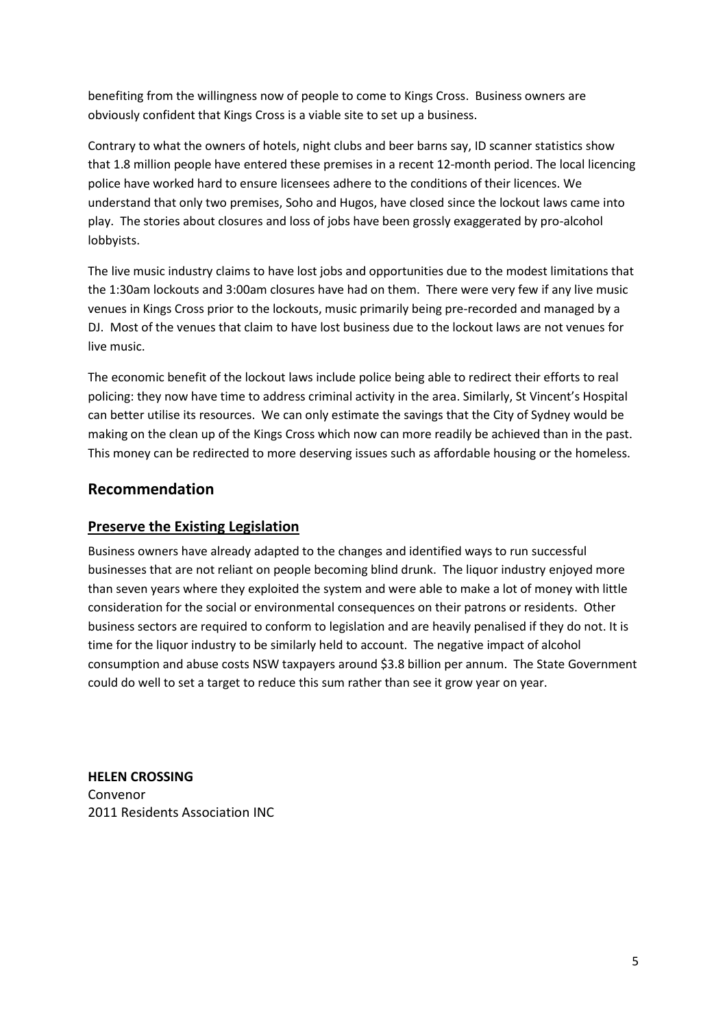benefiting from the willingness now of people to come to Kings Cross. Business owners are obviously confident that Kings Cross is a viable site to set up a business.

Contrary to what the owners of hotels, night clubs and beer barns say, ID scanner statistics show that 1.8 million people have entered these premises in a recent 12-month period. The local licencing police have worked hard to ensure licensees adhere to the conditions of their licences. We understand that only two premises, Soho and Hugos, have closed since the lockout laws came into play. The stories about closures and loss of jobs have been grossly exaggerated by pro-alcohol lobbyists.

The live music industry claims to have lost jobs and opportunities due to the modest limitations that the 1:30am lockouts and 3:00am closures have had on them. There were very few if any live music venues in Kings Cross prior to the lockouts, music primarily being pre-recorded and managed by a DJ. Most of the venues that claim to have lost business due to the lockout laws are not venues for live music.

The economic benefit of the lockout laws include police being able to redirect their efforts to real policing: they now have time to address criminal activity in the area. Similarly, St Vincent's Hospital can better utilise its resources. We can only estimate the savings that the City of Sydney would be making on the clean up of the Kings Cross which now can more readily be achieved than in the past. This money can be redirected to more deserving issues such as affordable housing or the homeless.

## Recommendation

### Preserve the Existing Legislation

Business owners have already adapted to the changes and identified ways to run successful businesses that are not reliant on people becoming blind drunk. The liquor industry enjoyed more than seven years where they exploited the system and were able to make a lot of money with little consideration for the social or environmental consequences on their patrons or residents. Other business sectors are required to conform to legislation and are heavily penalised if they do not. It is time for the liquor industry to be similarly held to account. The negative impact of alcohol consumption and abuse costs NSW taxpayers around $3.8 billion per annum. The State Government could do well to set a target to reduce this sum rather than see it grow year on year.

**HELEN CROSSING**
Convenor
2011 Residents Association INC